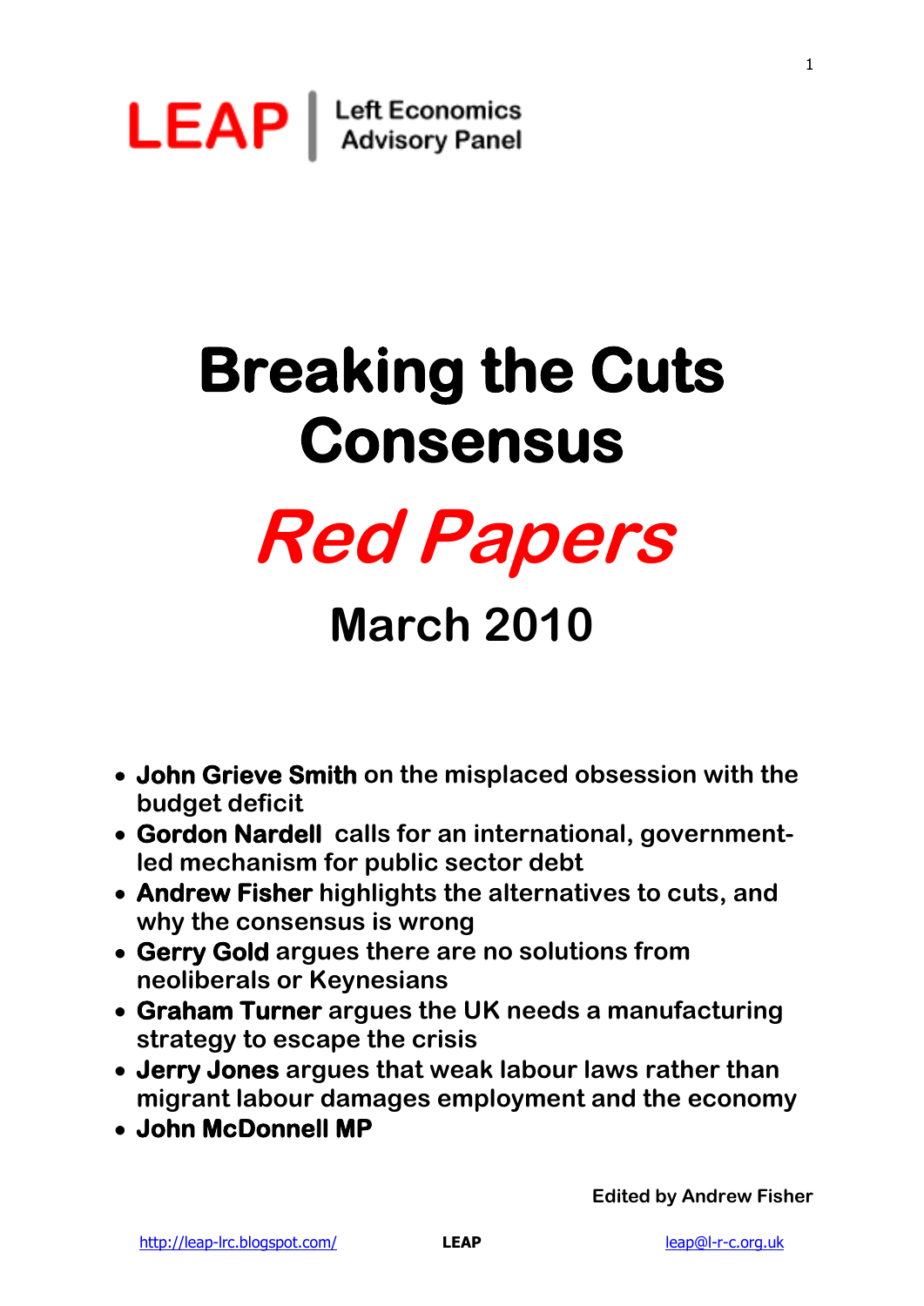LEAP | Left Economics Advisory Panel

# Breaking the Cuts Consensus

# *Red Papers*

## March 2010

- **John Grieve Smith** on the misplaced obsession with the budget deficit
- **Gordon Nardell** calls for an international, government-led mechanism for public sector debt
- **Andrew Fisher** highlights the alternatives to cuts, and why the consensus is wrong
- **Gerry Gold** argues there are no solutions from neoliberals or Keynesians
- **Graham Turner** argues the UK needs a manufacturing strategy to escape the crisis
- **Jerry Jones** argues that weak labour laws rather than migrant labour damages employment and the economy
- **John McDonnell MP**

**Edited by Andrew Fisher**

http://leap-lrc.blogspot.com/ **LEAP** leap@l-r-c.org.uk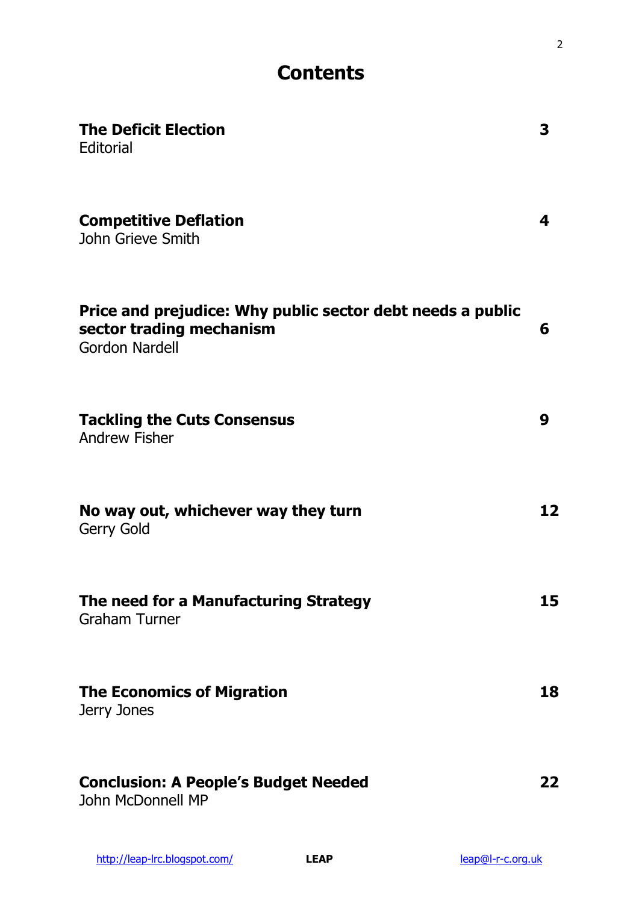# Contents

| | |
|---|---|
| **The Deficit Election**<br>Editorial | **3** |
| **Competitive Deflation**<br>John Grieve Smith | **4** |
| **Price and prejudice: Why public sector debt needs a public sector trading mechanism**<br>Gordon Nardell | **6** |
| **Tackling the Cuts Consensus**<br>Andrew Fisher | **9** |
| **No way out, whichever way they turn**<br>Gerry Gold | **12** |
| **The need for a Manufacturing Strategy**<br>Graham Turner | **15** |
| **The Economics of Migration**<br>Jerry Jones | **18** |
| **Conclusion: A People's Budget Needed**<br>John McDonnell MP | **22** |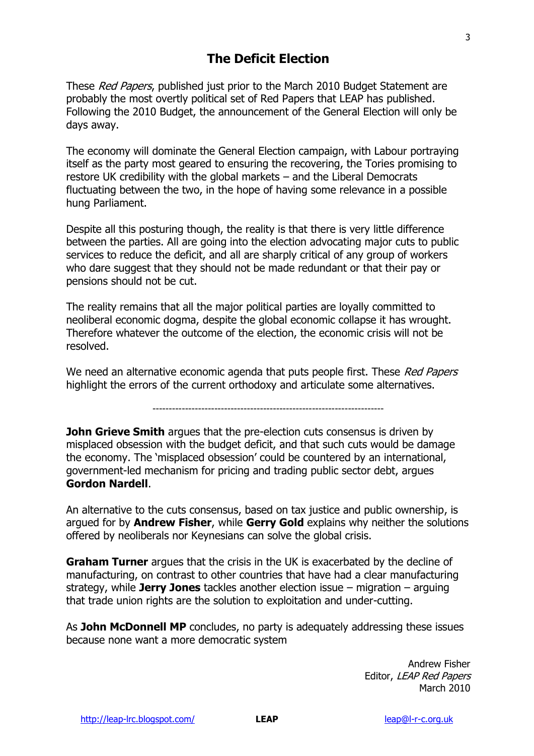## The Deficit Election

These *Red Papers*, published just prior to the March 2010 Budget Statement are probably the most overtly political set of Red Papers that LEAP has published. Following the 2010 Budget, the announcement of the General Election will only be days away.

The economy will dominate the General Election campaign, with Labour portraying itself as the party most geared to ensuring the recovering, the Tories promising to restore UK credibility with the global markets – and the Liberal Democrats fluctuating between the two, in the hope of having some relevance in a possible hung Parliament.

Despite all this posturing though, the reality is that there is very little difference between the parties. All are going into the election advocating major cuts to public services to reduce the deficit, and all are sharply critical of any group of workers who dare suggest that they should not be made redundant or that their pay or pensions should not be cut.

The reality remains that all the major political parties are loyally committed to neoliberal economic dogma, despite the global economic collapse it has wrought. Therefore whatever the outcome of the election, the economic crisis will not be resolved.

We need an alternative economic agenda that puts people first. These *Red Papers* highlight the errors of the current orthodoxy and articulate some alternatives.

---

**John Grieve Smith** argues that the pre-election cuts consensus is driven by misplaced obsession with the budget deficit, and that such cuts would be damage the economy. The 'misplaced obsession' could be countered by an international, government-led mechanism for pricing and trading public sector debt, argues **Gordon Nardell**.

An alternative to the cuts consensus, based on tax justice and public ownership, is argued for by **Andrew Fisher**, while **Gerry Gold** explains why neither the solutions offered by neoliberals nor Keynesians can solve the global crisis.

**Graham Turner** argues that the crisis in the UK is exacerbated by the decline of manufacturing, on contrast to other countries that have had a clear manufacturing strategy, while **Jerry Jones** tackles another election issue – migration – arguing that trade union rights are the solution to exploitation and under-cutting.

As **John McDonnell MP** concludes, no party is adequately addressing these issues because none want a more democratic system

Andrew Fisher
Editor, *LEAP Red Papers*
March 2010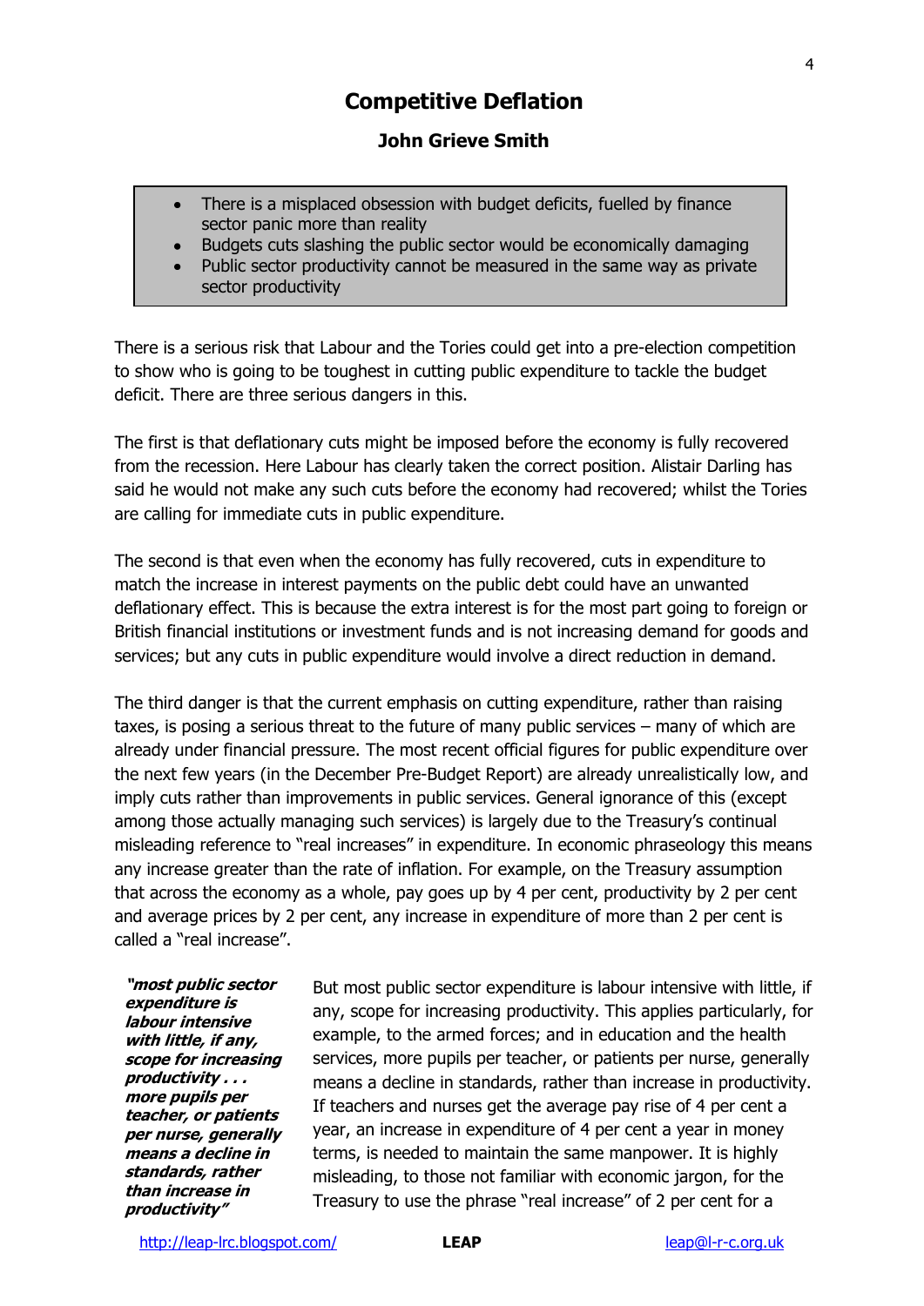# Competitive Deflation

### John Grieve Smith

- There is a misplaced obsession with budget deficits, fuelled by finance sector panic more than reality
- Budgets cuts slashing the public sector would be economically damaging
- Public sector productivity cannot be measured in the same way as private sector productivity

There is a serious risk that Labour and the Tories could get into a pre-election competition to show who is going to be toughest in cutting public expenditure to tackle the budget deficit. There are three serious dangers in this.

The first is that deflationary cuts might be imposed before the economy is fully recovered from the recession. Here Labour has clearly taken the correct position. Alistair Darling has said he would not make any such cuts before the economy had recovered; whilst the Tories are calling for immediate cuts in public expenditure.

The second is that even when the economy has fully recovered, cuts in expenditure to match the increase in interest payments on the public debt could have an unwanted deflationary effect. This is because the extra interest is for the most part going to foreign or British financial institutions or investment funds and is not increasing demand for goods and services; but any cuts in public expenditure would involve a direct reduction in demand.

The third danger is that the current emphasis on cutting expenditure, rather than raising taxes, is posing a serious threat to the future of many public services – many of which are already under financial pressure. The most recent official figures for public expenditure over the next few years (in the December Pre-Budget Report) are already unrealistically low, and imply cuts rather than improvements in public services. General ignorance of this (except among those actually managing such services) is largely due to the Treasury's continual misleading reference to "real increases" in expenditure. In economic phraseology this means any increase greater than the rate of inflation. For example, on the Treasury assumption that across the economy as a whole, pay goes up by 4 per cent, productivity by 2 per cent and average prices by 2 per cent, any increase in expenditure of more than 2 per cent is called a "real increase".

> ***"most public sector expenditure is labour intensive with little, if any, scope for increasing productivity . . . more pupils per teacher, or patients per nurse, generally means a decline in standards, rather than increase in productivity"***

But most public sector expenditure is labour intensive with little, if any, scope for increasing productivity. This applies particularly, for example, to the armed forces; and in education and the health services, more pupils per teacher, or patients per nurse, generally means a decline in standards, rather than increase in productivity. If teachers and nurses get the average pay rise of 4 per cent a year, an increase in expenditure of 4 per cent a year in money terms, is needed to maintain the same manpower. It is highly misleading, to those not familiar with economic jargon, for the Treasury to use the phrase "real increase" of 2 per cent for a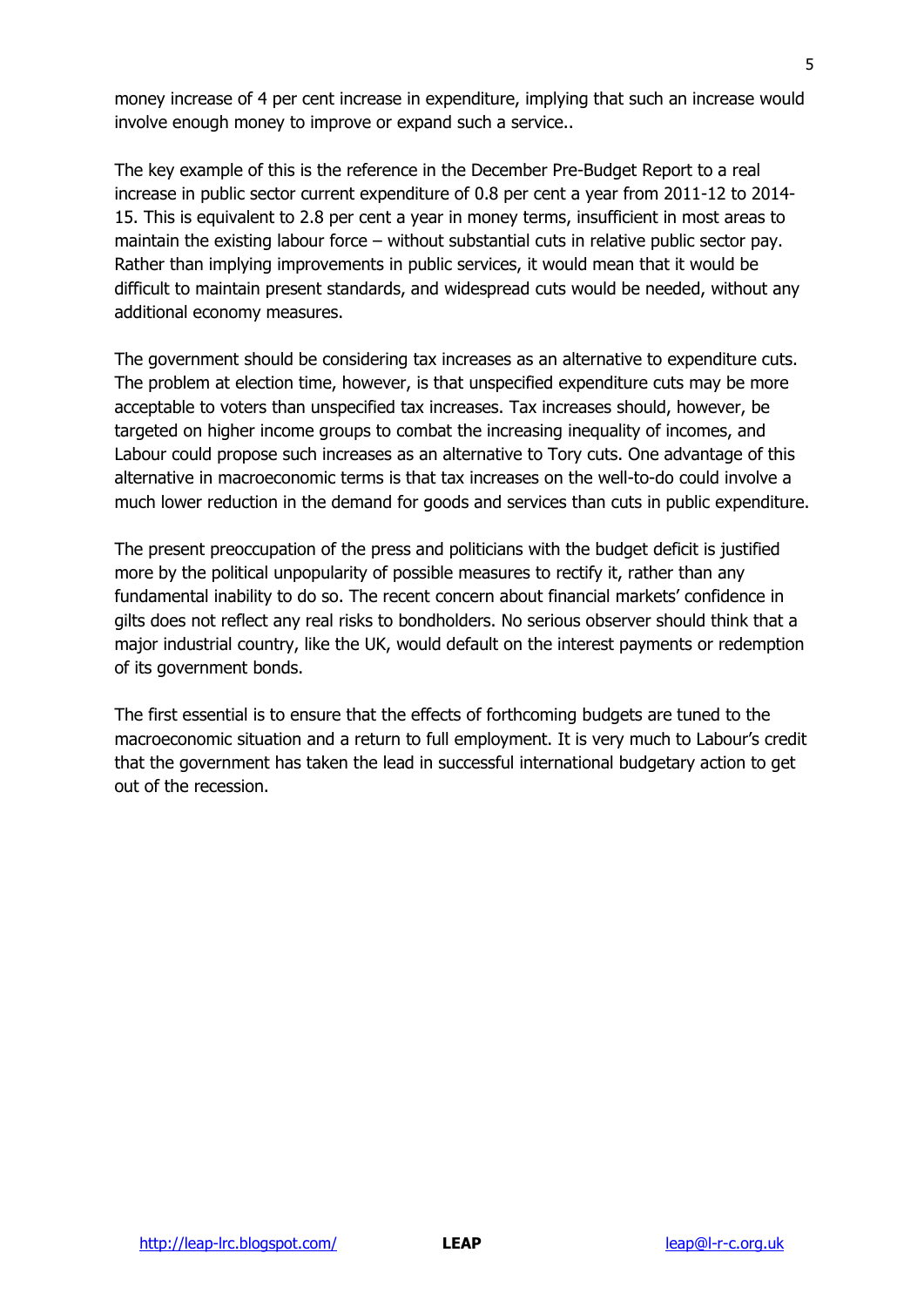money increase of 4 per cent increase in expenditure, implying that such an increase would involve enough money to improve or expand such a service..

The key example of this is the reference in the December Pre-Budget Report to a real increase in public sector current expenditure of 0.8 per cent a year from 2011-12 to 2014-15. This is equivalent to 2.8 per cent a year in money terms, insufficient in most areas to maintain the existing labour force – without substantial cuts in relative public sector pay. Rather than implying improvements in public services, it would mean that it would be difficult to maintain present standards, and widespread cuts would be needed, without any additional economy measures.

The government should be considering tax increases as an alternative to expenditure cuts. The problem at election time, however, is that unspecified expenditure cuts may be more acceptable to voters than unspecified tax increases. Tax increases should, however, be targeted on higher income groups to combat the increasing inequality of incomes, and Labour could propose such increases as an alternative to Tory cuts. One advantage of this alternative in macroeconomic terms is that tax increases on the well-to-do could involve a much lower reduction in the demand for goods and services than cuts in public expenditure.

The present preoccupation of the press and politicians with the budget deficit is justified more by the political unpopularity of possible measures to rectify it, rather than any fundamental inability to do so. The recent concern about financial markets' confidence in gilts does not reflect any real risks to bondholders. No serious observer should think that a major industrial country, like the UK, would default on the interest payments or redemption of its government bonds.

The first essential is to ensure that the effects of forthcoming budgets are tuned to the macroeconomic situation and a return to full employment. It is very much to Labour's credit that the government has taken the lead in successful international budgetary action to get out of the recession.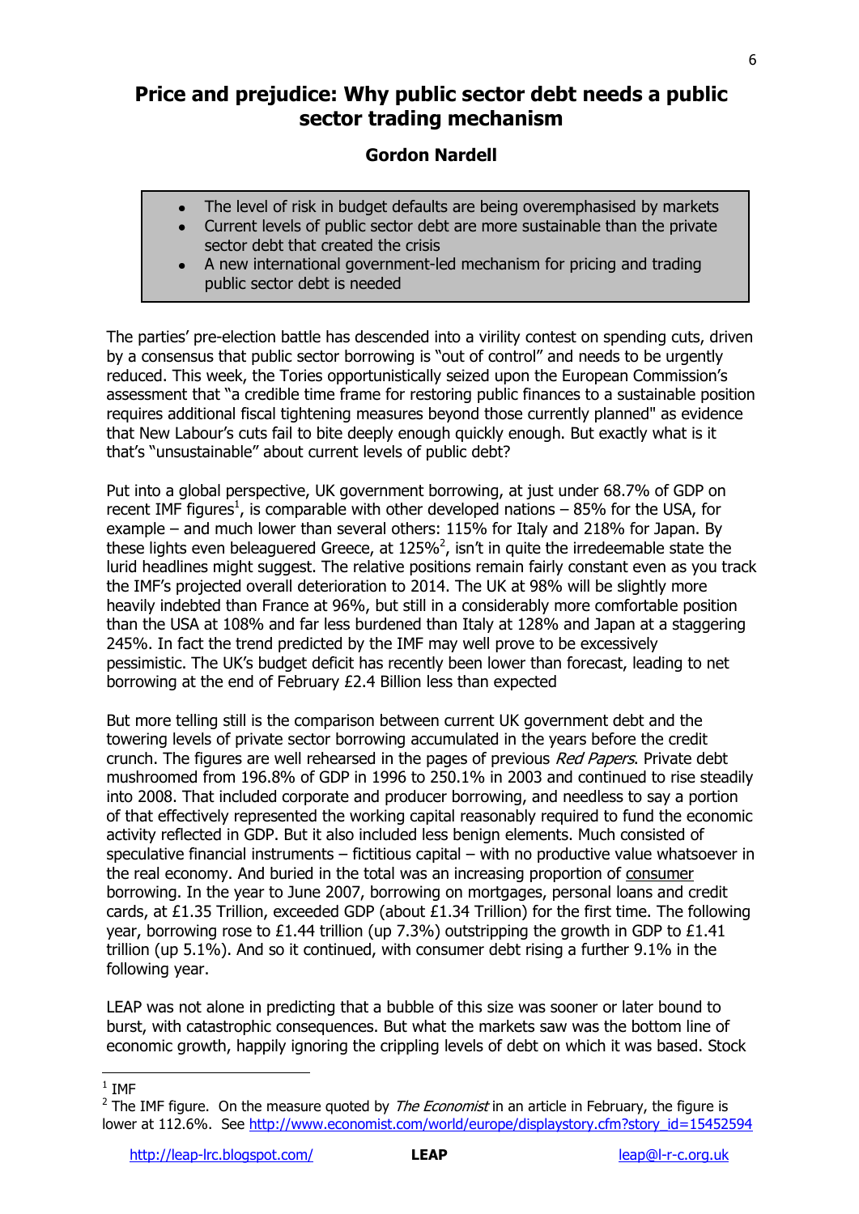# Price and prejudice: Why public sector debt needs a public sector trading mechanism

### Gordon Nardell

- The level of risk in budget defaults are being overemphasised by markets
- Current levels of public sector debt are more sustainable than the private sector debt that created the crisis
- A new international government-led mechanism for pricing and trading public sector debt is needed

The parties' pre-election battle has descended into a virility contest on spending cuts, driven by a consensus that public sector borrowing is "out of control" and needs to be urgently reduced. This week, the Tories opportunistically seized upon the European Commission's assessment that "a credible time frame for restoring public finances to a sustainable position requires additional fiscal tightening measures beyond those currently planned" as evidence that New Labour's cuts fail to bite deeply enough quickly enough. But exactly what is it that's "unsustainable" about current levels of public debt?

Put into a global perspective, UK government borrowing, at just under 68.7% of GDP on recent IMF figures[1], is comparable with other developed nations – 85% for the USA, for example – and much lower than several others: 115% for Italy and 218% for Japan. By these lights even beleaguered Greece, at 125%[2], isn't in quite the irredeemable state the lurid headlines might suggest. The relative positions remain fairly constant even as you track the IMF's projected overall deterioration to 2014. The UK at 98% will be slightly more heavily indebted than France at 96%, but still in a considerably more comfortable position than the USA at 108% and far less burdened than Italy at 128% and Japan at a staggering 245%. In fact the trend predicted by the IMF may well prove to be excessively pessimistic. The UK's budget deficit has recently been lower than forecast, leading to net borrowing at the end of February £2.4 Billion less than expected

But more telling still is the comparison between current UK government debt and the towering levels of private sector borrowing accumulated in the years before the credit crunch. The figures are well rehearsed in the pages of previous *Red Papers*. Private debt mushroomed from 196.8% of GDP in 1996 to 250.1% in 2003 and continued to rise steadily into 2008. That included corporate and producer borrowing, and needless to say a portion of that effectively represented the working capital reasonably required to fund the economic activity reflected in GDP. But it also included less benign elements. Much consisted of speculative financial instruments – fictitious capital – with no productive value whatsoever in the real economy. And buried in the total was an increasing proportion of consumer borrowing. In the year to June 2007, borrowing on mortgages, personal loans and credit cards, at £1.35 Trillion, exceeded GDP (about £1.34 Trillion) for the first time. The following year, borrowing rose to £1.44 trillion (up 7.3%) outstripping the growth in GDP to £1.41 trillion (up 5.1%). And so it continued, with consumer debt rising a further 9.1% in the following year.

LEAP was not alone in predicting that a bubble of this size was sooner or later bound to burst, with catastrophic consequences. But what the markets saw was the bottom line of economic growth, happily ignoring the crippling levels of debt on which it was based. Stock

---

[1] IMF

[2] The IMF figure. On the measure quoted by *The Economist* in an article in February, the figure is lower at 112.6%. See http://www.economist.com/world/europe/displaystory.cfm?story_id=15452594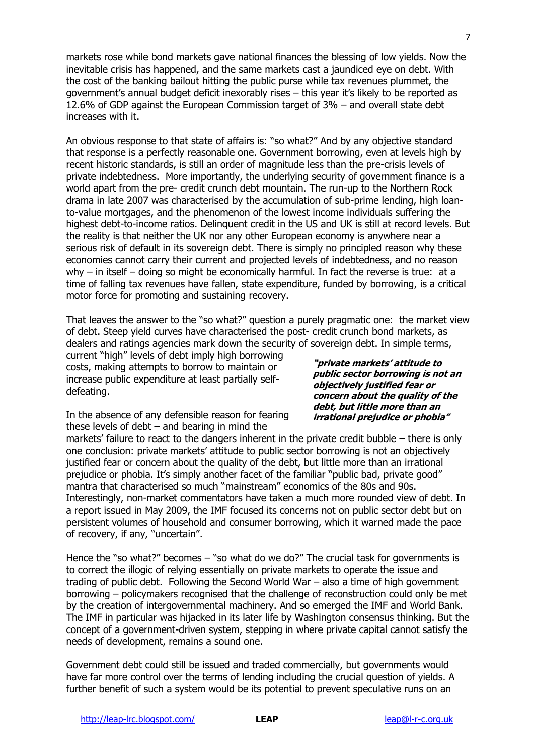markets rose while bond markets gave national finances the blessing of low yields. Now the inevitable crisis has happened, and the same markets cast a jaundiced eye on debt. With the cost of the banking bailout hitting the public purse while tax revenues plummet, the government's annual budget deficit inexorably rises – this year it's likely to be reported as 12.6% of GDP against the European Commission target of 3% – and overall state debt increases with it.

An obvious response to that state of affairs is: "so what?" And by any objective standard that response is a perfectly reasonable one. Government borrowing, even at levels high by recent historic standards, is still an order of magnitude less than the pre-crisis levels of private indebtedness. More importantly, the underlying security of government finance is a world apart from the pre- credit crunch debt mountain. The run-up to the Northern Rock drama in late 2007 was characterised by the accumulation of sub-prime lending, high loan-to-value mortgages, and the phenomenon of the lowest income individuals suffering the highest debt-to-income ratios. Delinquent credit in the US and UK is still at record levels. But the reality is that neither the UK nor any other European economy is anywhere near a serious risk of default in its sovereign debt. There is simply no principled reason why these economies cannot carry their current and projected levels of indebtedness, and no reason why – in itself – doing so might be economically harmful. In fact the reverse is true: at a time of falling tax revenues have fallen, state expenditure, funded by borrowing, is a critical motor force for promoting and sustaining recovery.

That leaves the answer to the "so what?" question a purely pragmatic one: the market view of debt. Steep yield curves have characterised the post- credit crunch bond markets, as dealers and ratings agencies mark down the security of sovereign debt. In simple terms, current "high" levels of debt imply high borrowing costs, making attempts to borrow to maintain or increase public expenditure at least partially self-defeating.

***"private markets' attitude to public sector borrowing is not an objectively justified fear or concern about the quality of the debt, but little more than an irrational prejudice or phobia"***

In the absence of any defensible reason for fearing these levels of debt – and bearing in mind the markets' failure to react to the dangers inherent in the private credit bubble – there is only one conclusion: private markets' attitude to public sector borrowing is not an objectively justified fear or concern about the quality of the debt, but little more than an irrational prejudice or phobia. It's simply another facet of the familiar "public bad, private good" mantra that characterised so much "mainstream" economics of the 80s and 90s. Interestingly, non-market commentators have taken a much more rounded view of debt. In a report issued in May 2009, the IMF focused its concerns not on public sector debt but on persistent volumes of household and consumer borrowing, which it warned made the pace of recovery, if any, "uncertain".

Hence the "so what?" becomes – "so what do we do?" The crucial task for governments is to correct the illogic of relying essentially on private markets to operate the issue and trading of public debt. Following the Second World War – also a time of high government borrowing – policymakers recognised that the challenge of reconstruction could only be met by the creation of intergovernmental machinery. And so emerged the IMF and World Bank. The IMF in particular was hijacked in its later life by Washington consensus thinking. But the concept of a government-driven system, stepping in where private capital cannot satisfy the needs of development, remains a sound one.

Government debt could still be issued and traded commercially, but governments would have far more control over the terms of lending including the crucial question of yields. A further benefit of such a system would be its potential to prevent speculative runs on an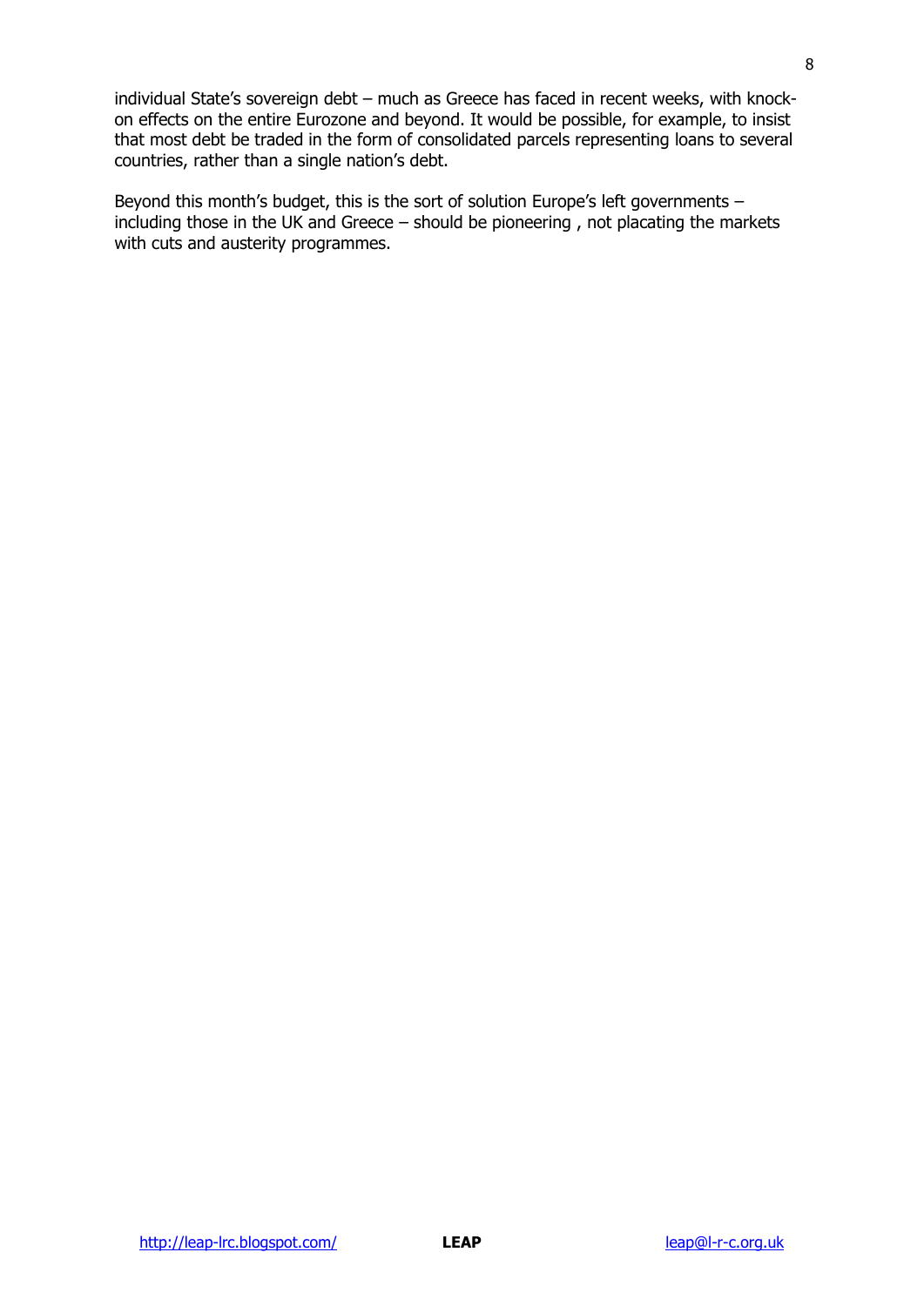individual State's sovereign debt – much as Greece has faced in recent weeks, with knock-on effects on the entire Eurozone and beyond. It would be possible, for example, to insist that most debt be traded in the form of consolidated parcels representing loans to several countries, rather than a single nation's debt.

Beyond this month's budget, this is the sort of solution Europe's left governments – including those in the UK and Greece – should be pioneering , not placating the markets with cuts and austerity programmes.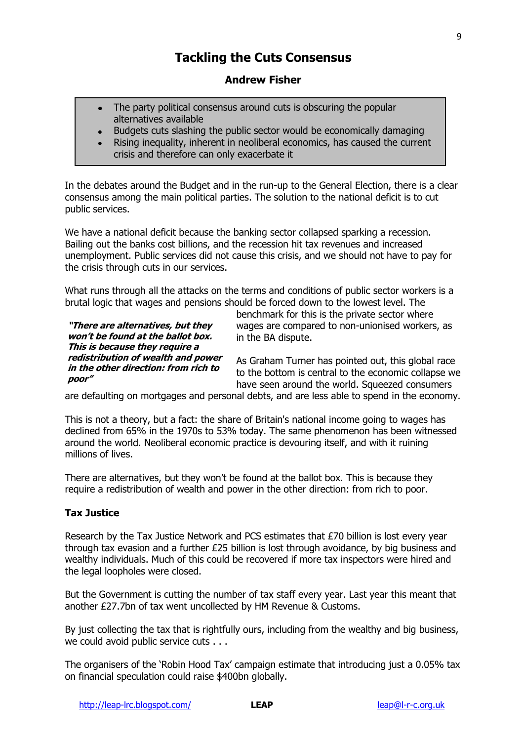# Tackling the Cuts Consensus

### Andrew Fisher

- The party political consensus around cuts is obscuring the popular alternatives available
- Budgets cuts slashing the public sector would be economically damaging
- Rising inequality, inherent in neoliberal economics, has caused the current crisis and therefore can only exacerbate it

In the debates around the Budget and in the run-up to the General Election, there is a clear consensus among the main political parties. The solution to the national deficit is to cut public services.

We have a national deficit because the banking sector collapsed sparking a recession. Bailing out the banks cost billions, and the recession hit tax revenues and increased unemployment. Public services did not cause this crisis, and we should not have to pay for the crisis through cuts in our services.

What runs through all the attacks on the terms and conditions of public sector workers is a brutal logic that wages and pensions should be forced down to the lowest level. The benchmark for this is the private sector where wages are compared to non-unionised workers, as in the BA dispute.

***"There are alternatives, but they won't be found at the ballot box. This is because they require a redistribution of wealth and power in the other direction: from rich to poor"***

As Graham Turner has pointed out, this global race to the bottom is central to the economic collapse we have seen around the world. Squeezed consumers are defaulting on mortgages and personal debts, and are less able to spend in the economy.

This is not a theory, but a fact: the share of Britain's national income going to wages has declined from 65% in the 1970s to 53% today. The same phenomenon has been witnessed around the world. Neoliberal economic practice is devouring itself, and with it ruining millions of lives.

There are alternatives, but they won't be found at the ballot box. This is because they require a redistribution of wealth and power in the other direction: from rich to poor.

**Tax Justice**

Research by the Tax Justice Network and PCS estimates that £70 billion is lost every year through tax evasion and a further £25 billion is lost through avoidance, by big business and wealthy individuals. Much of this could be recovered if more tax inspectors were hired and the legal loopholes were closed.

But the Government is cutting the number of tax staff every year. Last year this meant that another £27.7bn of tax went uncollected by HM Revenue & Customs.

By just collecting the tax that is rightfully ours, including from the wealthy and big business, we could avoid public service cuts . . .

The organisers of the 'Robin Hood Tax' campaign estimate that introducing just a 0.05% tax on financial speculation could raise $400bn globally.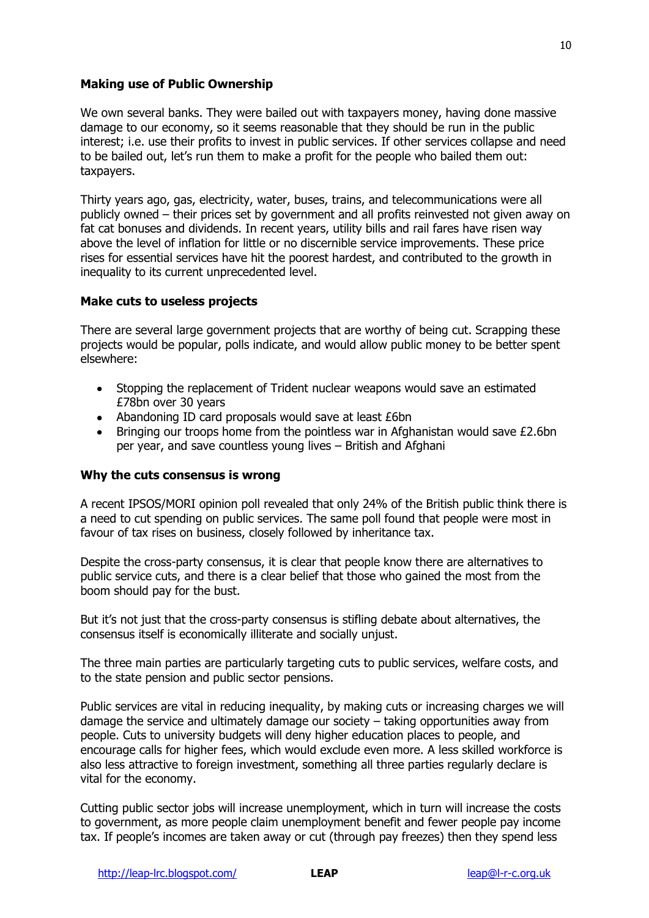**Making use of Public Ownership**

We own several banks. They were bailed out with taxpayers money, having done massive damage to our economy, so it seems reasonable that they should be run in the public interest; i.e. use their profits to invest in public services. If other services collapse and need to be bailed out, let's run them to make a profit for the people who bailed them out: taxpayers.

Thirty years ago, gas, electricity, water, buses, trains, and telecommunications were all publicly owned – their prices set by government and all profits reinvested not given away on fat cat bonuses and dividends. In recent years, utility bills and rail fares have risen way above the level of inflation for little or no discernible service improvements. These price rises for essential services have hit the poorest hardest, and contributed to the growth in inequality to its current unprecedented level.

**Make cuts to useless projects**

There are several large government projects that are worthy of being cut. Scrapping these projects would be popular, polls indicate, and would allow public money to be better spent elsewhere:

- Stopping the replacement of Trident nuclear weapons would save an estimated £78bn over 30 years
- Abandoning ID card proposals would save at least £6bn
- Bringing our troops home from the pointless war in Afghanistan would save £2.6bn per year, and save countless young lives – British and Afghani

**Why the cuts consensus is wrong**

A recent IPSOS/MORI opinion poll revealed that only 24% of the British public think there is a need to cut spending on public services. The same poll found that people were most in favour of tax rises on business, closely followed by inheritance tax.

Despite the cross-party consensus, it is clear that people know there are alternatives to public service cuts, and there is a clear belief that those who gained the most from the boom should pay for the bust.

But it's not just that the cross-party consensus is stifling debate about alternatives, the consensus itself is economically illiterate and socially unjust.

The three main parties are particularly targeting cuts to public services, welfare costs, and to the state pension and public sector pensions.

Public services are vital in reducing inequality, by making cuts or increasing charges we will damage the service and ultimately damage our society – taking opportunities away from people. Cuts to university budgets will deny higher education places to people, and encourage calls for higher fees, which would exclude even more. A less skilled workforce is also less attractive to foreign investment, something all three parties regularly declare is vital for the economy.

Cutting public sector jobs will increase unemployment, which in turn will increase the costs to government, as more people claim unemployment benefit and fewer people pay income tax. If people's incomes are taken away or cut (through pay freezes) then they spend less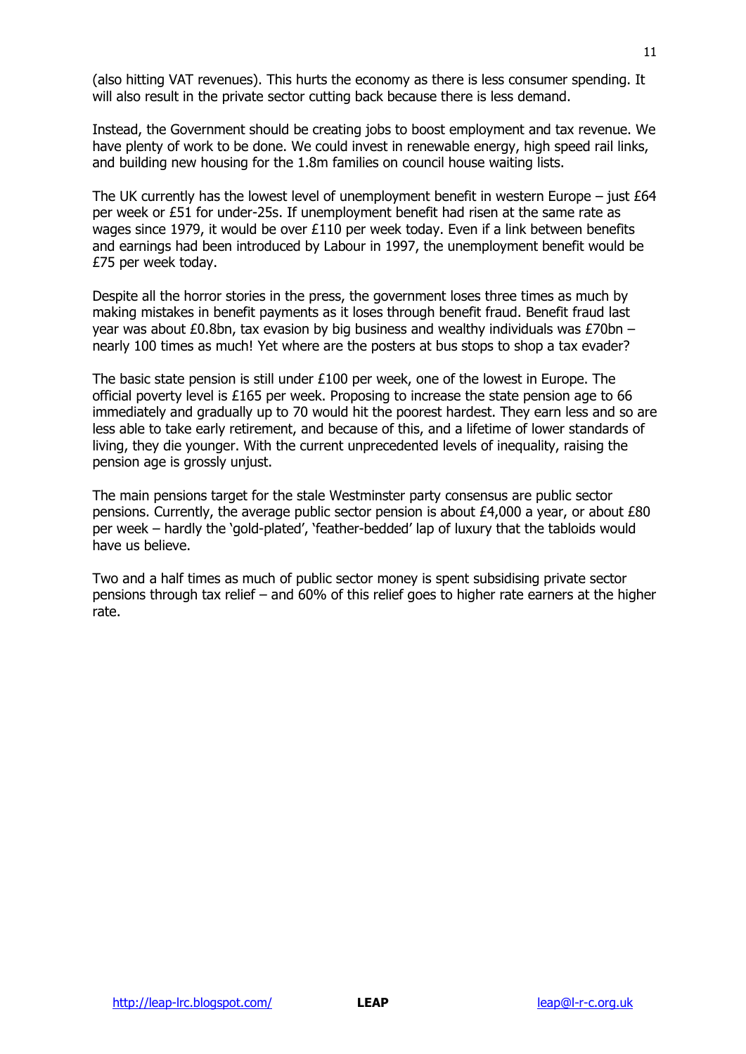(also hitting VAT revenues). This hurts the economy as there is less consumer spending. It will also result in the private sector cutting back because there is less demand.

Instead, the Government should be creating jobs to boost employment and tax revenue. We have plenty of work to be done. We could invest in renewable energy, high speed rail links, and building new housing for the 1.8m families on council house waiting lists.

The UK currently has the lowest level of unemployment benefit in western Europe – just £64 per week or £51 for under-25s. If unemployment benefit had risen at the same rate as wages since 1979, it would be over £110 per week today. Even if a link between benefits and earnings had been introduced by Labour in 1997, the unemployment benefit would be £75 per week today.

Despite all the horror stories in the press, the government loses three times as much by making mistakes in benefit payments as it loses through benefit fraud. Benefit fraud last year was about £0.8bn, tax evasion by big business and wealthy individuals was £70bn – nearly 100 times as much! Yet where are the posters at bus stops to shop a tax evader?

The basic state pension is still under £100 per week, one of the lowest in Europe. The official poverty level is £165 per week. Proposing to increase the state pension age to 66 immediately and gradually up to 70 would hit the poorest hardest. They earn less and so are less able to take early retirement, and because of this, and a lifetime of lower standards of living, they die younger. With the current unprecedented levels of inequality, raising the pension age is grossly unjust.

The main pensions target for the stale Westminster party consensus are public sector pensions. Currently, the average public sector pension is about £4,000 a year, or about £80 per week – hardly the 'gold-plated', 'feather-bedded' lap of luxury that the tabloids would have us believe.

Two and a half times as much of public sector money is spent subsidising private sector pensions through tax relief – and 60% of this relief goes to higher rate earners at the higher rate.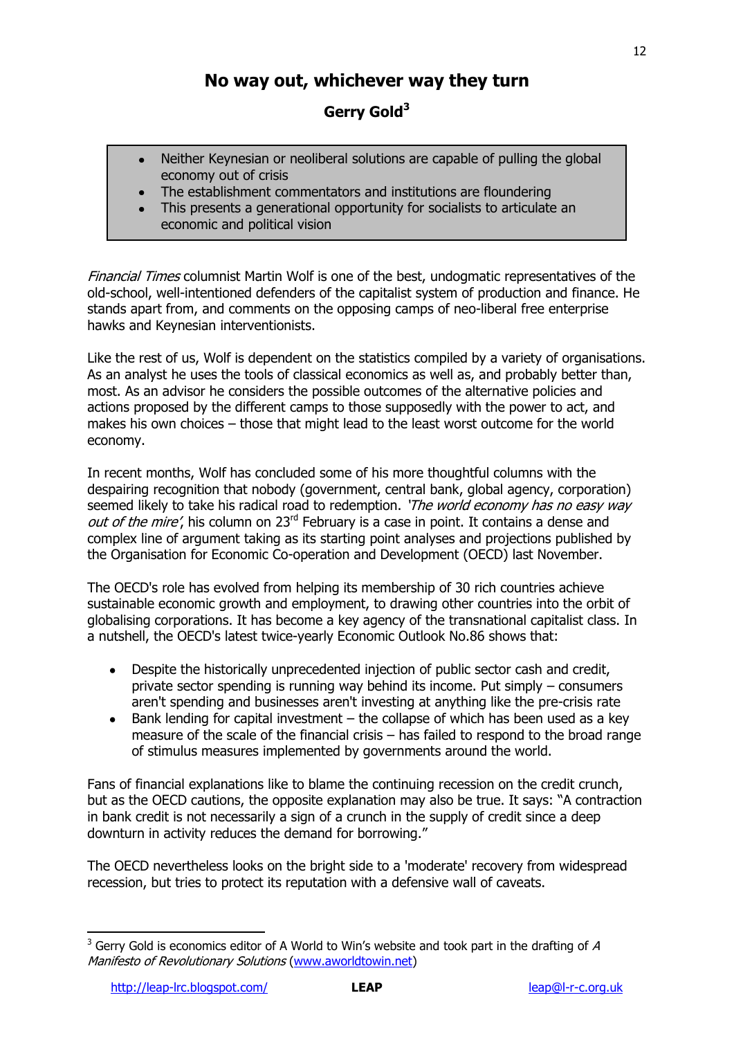# No way out, whichever way they turn

## Gerry Gold[3]

- Neither Keynesian or neoliberal solutions are capable of pulling the global economy out of crisis
- The establishment commentators and institutions are floundering
- This presents a generational opportunity for socialists to articulate an economic and political vision

*Financial Times* columnist Martin Wolf is one of the best, undogmatic representatives of the old-school, well-intentioned defenders of the capitalist system of production and finance. He stands apart from, and comments on the opposing camps of neo-liberal free enterprise hawks and Keynesian interventionists.

Like the rest of us, Wolf is dependent on the statistics compiled by a variety of organisations. As an analyst he uses the tools of classical economics as well as, and probably better than, most. As an advisor he considers the possible outcomes of the alternative policies and actions proposed by the different camps to those supposedly with the power to act, and makes his own choices – those that might lead to the least worst outcome for the world economy.

In recent months, Wolf has concluded some of his more thoughtful columns with the despairing recognition that nobody (government, central bank, global agency, corporation) seemed likely to take his radical road to redemption. *'The world economy has no easy way out of the mire'*, his column on 23rd February is a case in point. It contains a dense and complex line of argument taking as its starting point analyses and projections published by the Organisation for Economic Co-operation and Development (OECD) last November.

The OECD's role has evolved from helping its membership of 30 rich countries achieve sustainable economic growth and employment, to drawing other countries into the orbit of globalising corporations. It has become a key agency of the transnational capitalist class. In a nutshell, the OECD's latest twice-yearly Economic Outlook No.86 shows that:

- Despite the historically unprecedented injection of public sector cash and credit, private sector spending is running way behind its income. Put simply – consumers aren't spending and businesses aren't investing at anything like the pre-crisis rate
- Bank lending for capital investment – the collapse of which has been used as a key measure of the scale of the financial crisis – has failed to respond to the broad range of stimulus measures implemented by governments around the world.

Fans of financial explanations like to blame the continuing recession on the credit crunch, but as the OECD cautions, the opposite explanation may also be true. It says: "A contraction in bank credit is not necessarily a sign of a crunch in the supply of credit since a deep downturn in activity reduces the demand for borrowing."

The OECD nevertheless looks on the bright side to a 'moderate' recovery from widespread recession, but tries to protect its reputation with a defensive wall of caveats.

---

[3] Gerry Gold is economics editor of A World to Win's website and took part in the drafting of *A Manifesto of Revolutionary Solutions* (www.aworldtowin.net)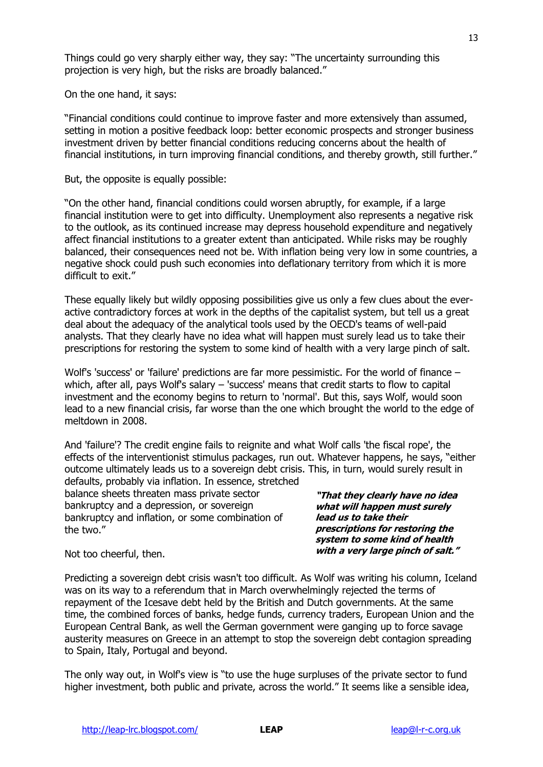Things could go very sharply either way, they say: "The uncertainty surrounding this projection is very high, but the risks are broadly balanced."

On the one hand, it says:

"Financial conditions could continue to improve faster and more extensively than assumed, setting in motion a positive feedback loop: better economic prospects and stronger business investment driven by better financial conditions reducing concerns about the health of financial institutions, in turn improving financial conditions, and thereby growth, still further."

But, the opposite is equally possible:

"On the other hand, financial conditions could worsen abruptly, for example, if a large financial institution were to get into difficulty. Unemployment also represents a negative risk to the outlook, as its continued increase may depress household expenditure and negatively affect financial institutions to a greater extent than anticipated. While risks may be roughly balanced, their consequences need not be. With inflation being very low in some countries, a negative shock could push such economies into deflationary territory from which it is more difficult to exit."

These equally likely but wildly opposing possibilities give us only a few clues about the ever-active contradictory forces at work in the depths of the capitalist system, but tell us a great deal about the adequacy of the analytical tools used by the OECD's teams of well-paid analysts. That they clearly have no idea what will happen must surely lead us to take their prescriptions for restoring the system to some kind of health with a very large pinch of salt.

Wolf's 'success' or 'failure' predictions are far more pessimistic. For the world of finance – which, after all, pays Wolf's salary – 'success' means that credit starts to flow to capital investment and the economy begins to return to 'normal'. But this, says Wolf, would soon lead to a new financial crisis, far worse than the one which brought the world to the edge of meltdown in 2008.

And 'failure'? The credit engine fails to reignite and what Wolf calls 'the fiscal rope', the effects of the interventionist stimulus packages, run out. Whatever happens, he says, "either outcome ultimately leads us to a sovereign debt crisis. This, in turn, would surely result in defaults, probably via inflation. In essence, stretched balance sheets threaten mass private sector bankruptcy and a depression, or sovereign bankruptcy and inflation, or some combination of the two."

***"That they clearly have no idea what will happen must surely lead us to take their prescriptions for restoring the system to some kind of health with a very large pinch of salt."***

Not too cheerful, then.

Predicting a sovereign debt crisis wasn't too difficult. As Wolf was writing his column, Iceland was on its way to a referendum that in March overwhelmingly rejected the terms of repayment of the Icesave debt held by the British and Dutch governments. At the same time, the combined forces of banks, hedge funds, currency traders, European Union and the European Central Bank, as well the German government were ganging up to force savage austerity measures on Greece in an attempt to stop the sovereign debt contagion spreading to Spain, Italy, Portugal and beyond.

The only way out, in Wolf's view is "to use the huge surpluses of the private sector to fund higher investment, both public and private, across the world." It seems like a sensible idea,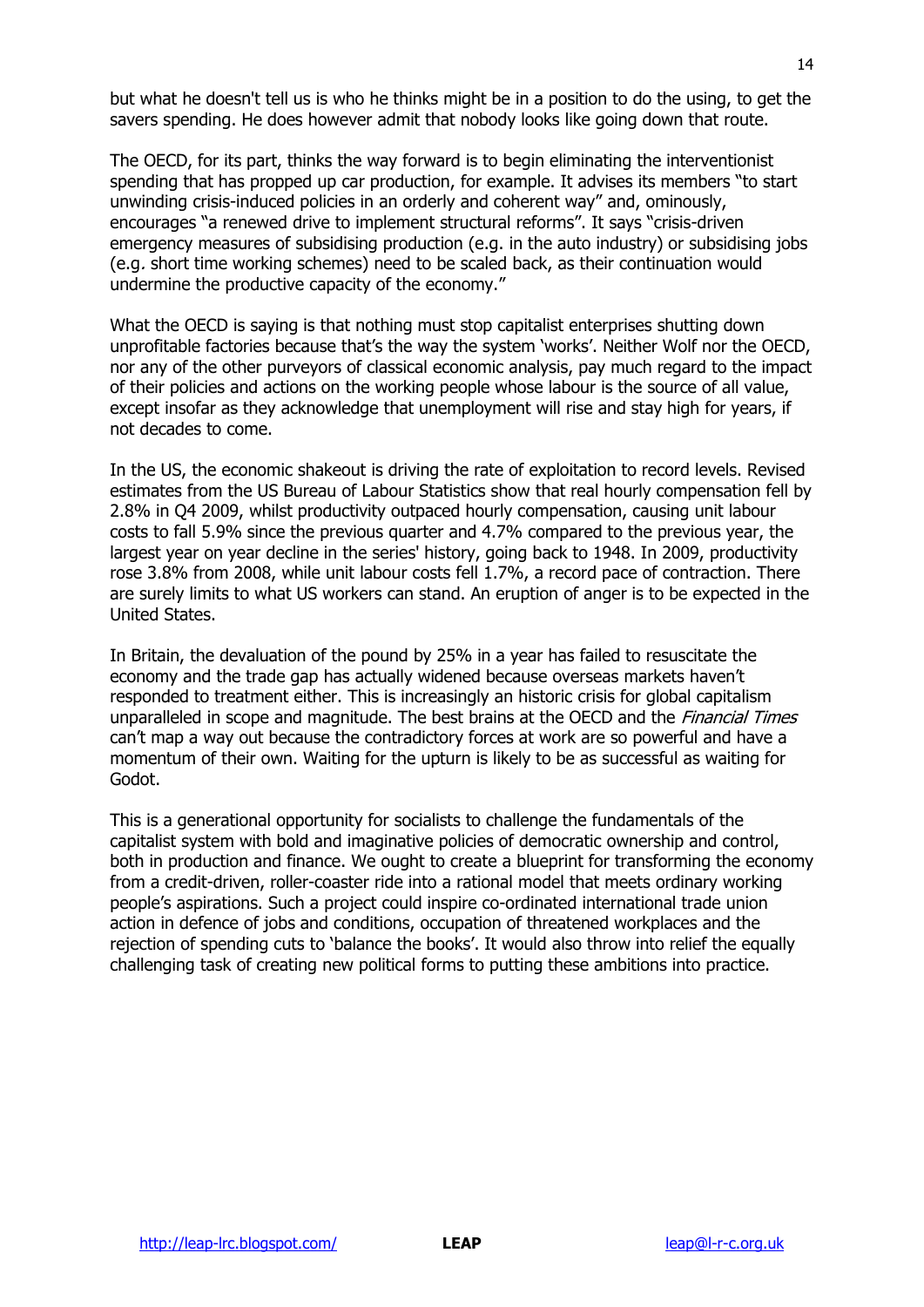but what he doesn't tell us is who he thinks might be in a position to do the using, to get the savers spending. He does however admit that nobody looks like going down that route.

The OECD, for its part, thinks the way forward is to begin eliminating the interventionist spending that has propped up car production, for example. It advises its members "to start unwinding crisis-induced policies in an orderly and coherent way" and, ominously, encourages "a renewed drive to implement structural reforms". It says "crisis-driven emergency measures of subsidising production (e.g. in the auto industry) or subsidising jobs (e.g. short time working schemes) need to be scaled back, as their continuation would undermine the productive capacity of the economy."

What the OECD is saying is that nothing must stop capitalist enterprises shutting down unprofitable factories because that's the way the system 'works'. Neither Wolf nor the OECD, nor any of the other purveyors of classical economic analysis, pay much regard to the impact of their policies and actions on the working people whose labour is the source of all value, except insofar as they acknowledge that unemployment will rise and stay high for years, if not decades to come.

In the US, the economic shakeout is driving the rate of exploitation to record levels. Revised estimates from the US Bureau of Labour Statistics show that real hourly compensation fell by 2.8% in Q4 2009, whilst productivity outpaced hourly compensation, causing unit labour costs to fall 5.9% since the previous quarter and 4.7% compared to the previous year, the largest year on year decline in the series' history, going back to 1948. In 2009, productivity rose 3.8% from 2008, while unit labour costs fell 1.7%, a record pace of contraction. There are surely limits to what US workers can stand. An eruption of anger is to be expected in the United States.

In Britain, the devaluation of the pound by 25% in a year has failed to resuscitate the economy and the trade gap has actually widened because overseas markets haven't responded to treatment either. This is increasingly an historic crisis for global capitalism unparalleled in scope and magnitude. The best brains at the OECD and the *Financial Times* can't map a way out because the contradictory forces at work are so powerful and have a momentum of their own. Waiting for the upturn is likely to be as successful as waiting for Godot.

This is a generational opportunity for socialists to challenge the fundamentals of the capitalist system with bold and imaginative policies of democratic ownership and control, both in production and finance. We ought to create a blueprint for transforming the economy from a credit-driven, roller-coaster ride into a rational model that meets ordinary working people's aspirations. Such a project could inspire co-ordinated international trade union action in defence of jobs and conditions, occupation of threatened workplaces and the rejection of spending cuts to 'balance the books'. It would also throw into relief the equally challenging task of creating new political forms to putting these ambitions into practice.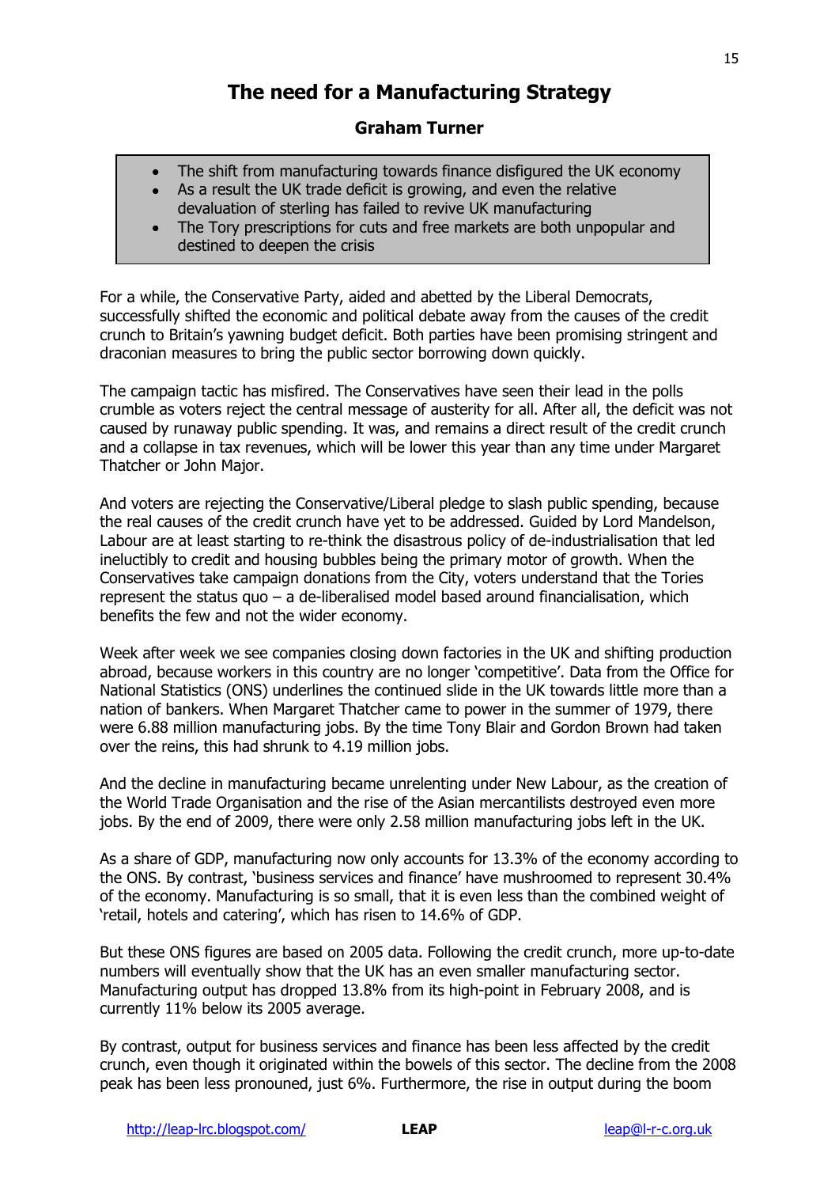# The need for a Manufacturing Strategy

**Graham Turner**

- The shift from manufacturing towards finance disfigured the UK economy
- As a result the UK trade deficit is growing, and even the relative devaluation of sterling has failed to revive UK manufacturing
- The Tory prescriptions for cuts and free markets are both unpopular and destined to deepen the crisis

For a while, the Conservative Party, aided and abetted by the Liberal Democrats, successfully shifted the economic and political debate away from the causes of the credit crunch to Britain's yawning budget deficit. Both parties have been promising stringent and draconian measures to bring the public sector borrowing down quickly.

The campaign tactic has misfired. The Conservatives have seen their lead in the polls crumble as voters reject the central message of austerity for all. After all, the deficit was not caused by runaway public spending. It was, and remains a direct result of the credit crunch and a collapse in tax revenues, which will be lower this year than any time under Margaret Thatcher or John Major.

And voters are rejecting the Conservative/Liberal pledge to slash public spending, because the real causes of the credit crunch have yet to be addressed. Guided by Lord Mandelson, Labour are at least starting to re-think the disastrous policy of de-industrialisation that led ineluctibly to credit and housing bubbles being the primary motor of growth. When the Conservatives take campaign donations from the City, voters understand that the Tories represent the status quo – a de-liberalised model based around financialisation, which benefits the few and not the wider economy.

Week after week we see companies closing down factories in the UK and shifting production abroad, because workers in this country are no longer 'competitive'. Data from the Office for National Statistics (ONS) underlines the continued slide in the UK towards little more than a nation of bankers. When Margaret Thatcher came to power in the summer of 1979, there were 6.88 million manufacturing jobs. By the time Tony Blair and Gordon Brown had taken over the reins, this had shrunk to 4.19 million jobs.

And the decline in manufacturing became unrelenting under New Labour, as the creation of the World Trade Organisation and the rise of the Asian mercantilists destroyed even more jobs. By the end of 2009, there were only 2.58 million manufacturing jobs left in the UK.

As a share of GDP, manufacturing now only accounts for 13.3% of the economy according to the ONS. By contrast, 'business services and finance' have mushroomed to represent 30.4% of the economy. Manufacturing is so small, that it is even less than the combined weight of 'retail, hotels and catering', which has risen to 14.6% of GDP.

But these ONS figures are based on 2005 data. Following the credit crunch, more up-to-date numbers will eventually show that the UK has an even smaller manufacturing sector. Manufacturing output has dropped 13.8% from its high-point in February 2008, and is currently 11% below its 2005 average.

By contrast, output for business services and finance has been less affected by the credit crunch, even though it originated within the bowels of this sector. The decline from the 2008 peak has been less pronouned, just 6%. Furthermore, the rise in output during the boom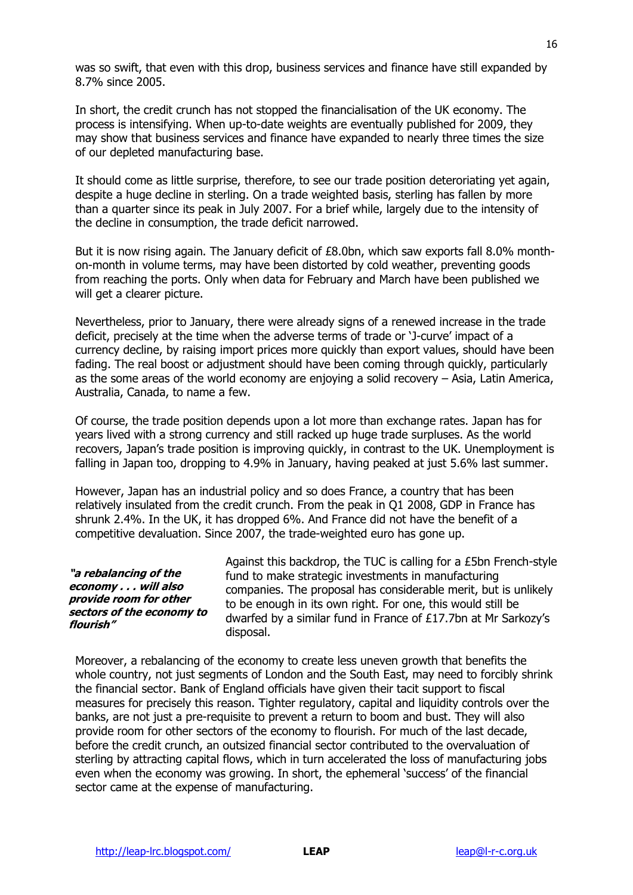was so swift, that even with this drop, business services and finance have still expanded by 8.7% since 2005.

In short, the credit crunch has not stopped the financialisation of the UK economy. The process is intensifying. When up-to-date weights are eventually published for 2009, they may show that business services and finance have expanded to nearly three times the size of our depleted manufacturing base.

It should come as little surprise, therefore, to see our trade position deteriorating yet again, despite a huge decline in sterling. On a trade weighted basis, sterling has fallen by more than a quarter since its peak in July 2007. For a brief while, largely due to the intensity of the decline in consumption, the trade deficit narrowed.

But it is now rising again. The January deficit of £8.0bn, which saw exports fall 8.0% month-on-month in volume terms, may have been distorted by cold weather, preventing goods from reaching the ports. Only when data for February and March have been published we will get a clearer picture.

Nevertheless, prior to January, there were already signs of a renewed increase in the trade deficit, precisely at the time when the adverse terms of trade or 'J-curve' impact of a currency decline, by raising import prices more quickly than export values, should have been fading. The real boost or adjustment should have been coming through quickly, particularly as the some areas of the world economy are enjoying a solid recovery – Asia, Latin America, Australia, Canada, to name a few.

Of course, the trade position depends upon a lot more than exchange rates. Japan has for years lived with a strong currency and still racked up huge trade surpluses. As the world recovers, Japan's trade position is improving quickly, in contrast to the UK. Unemployment is falling in Japan too, dropping to 4.9% in January, having peaked at just 5.6% last summer.

However, Japan has an industrial policy and so does France, a country that has been relatively insulated from the credit crunch. From the peak in Q1 2008, GDP in France has shrunk 2.4%. In the UK, it has dropped 6%. And France did not have the benefit of a competitive devaluation. Since 2007, the trade-weighted euro has gone up.

***"a rebalancing of the economy . . . will also provide room for other sectors of the economy to flourish"***

Against this backdrop, the TUC is calling for a £5bn French-style fund to make strategic investments in manufacturing companies. The proposal has considerable merit, but is unlikely to be enough in its own right. For one, this would still be dwarfed by a similar fund in France of £17.7bn at Mr Sarkozy's disposal.

Moreover, a rebalancing of the economy to create less uneven growth that benefits the whole country, not just segments of London and the South East, may need to forcibly shrink the financial sector. Bank of England officials have given their tacit support to fiscal measures for precisely this reason. Tighter regulatory, capital and liquidity controls over the banks, are not just a pre-requisite to prevent a return to boom and bust. They will also provide room for other sectors of the economy to flourish. For much of the last decade, before the credit crunch, an outsized financial sector contributed to the overvaluation of sterling by attracting capital flows, which in turn accelerated the loss of manufacturing jobs even when the economy was growing. In short, the ephemeral 'success' of the financial sector came at the expense of manufacturing.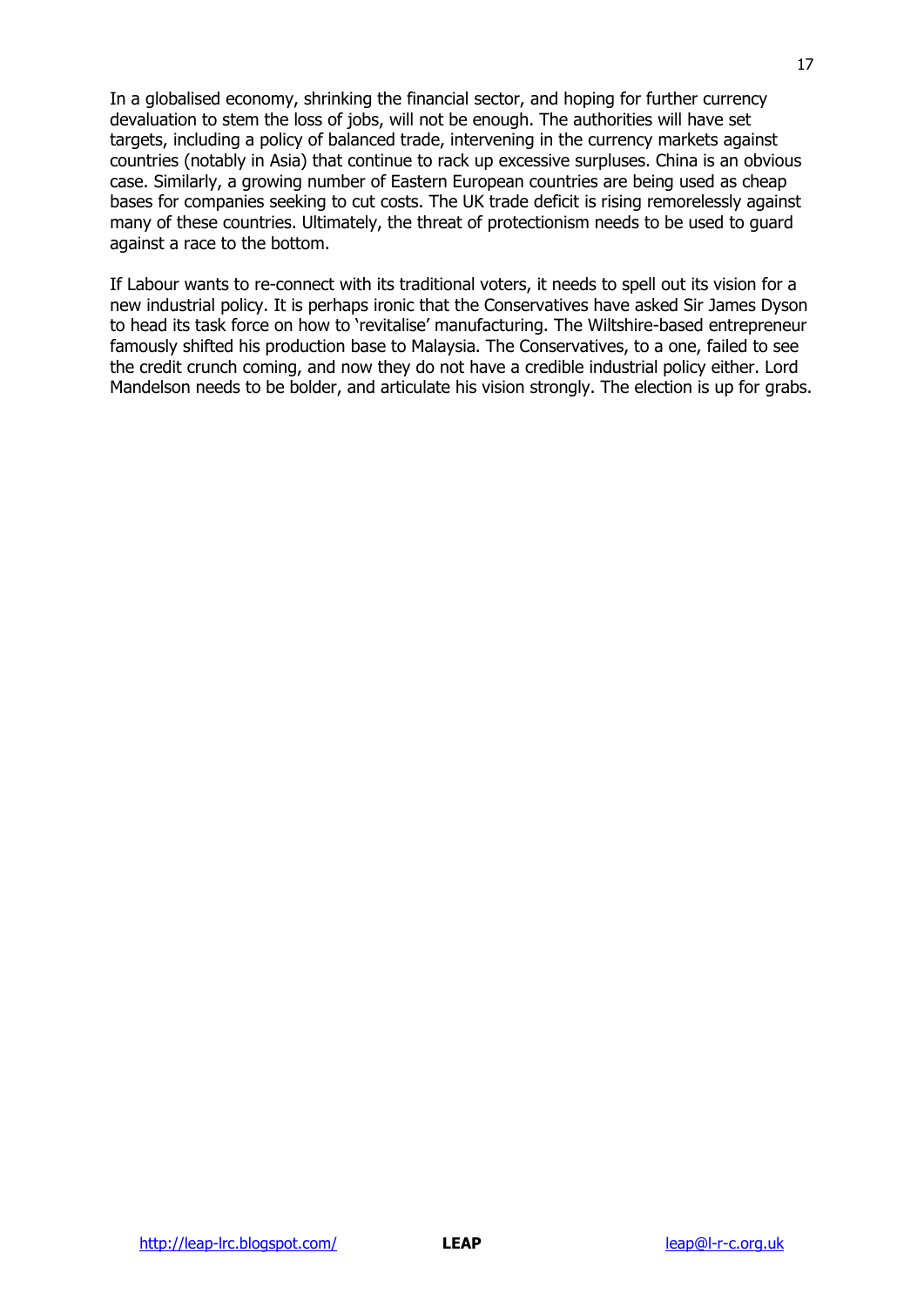In a globalised economy, shrinking the financial sector, and hoping for further currency devaluation to stem the loss of jobs, will not be enough. The authorities will have set targets, including a policy of balanced trade, intervening in the currency markets against countries (notably in Asia) that continue to rack up excessive surpluses. China is an obvious case. Similarly, a growing number of Eastern European countries are being used as cheap bases for companies seeking to cut costs. The UK trade deficit is rising remorelessly against many of these countries. Ultimately, the threat of protectionism needs to be used to guard against a race to the bottom.

If Labour wants to re-connect with its traditional voters, it needs to spell out its vision for a new industrial policy. It is perhaps ironic that the Conservatives have asked Sir James Dyson to head its task force on how to 'revitalise' manufacturing. The Wiltshire-based entrepreneur famously shifted his production base to Malaysia. The Conservatives, to a one, failed to see the credit crunch coming, and now they do not have a credible industrial policy either. Lord Mandelson needs to be bolder, and articulate his vision strongly. The election is up for grabs.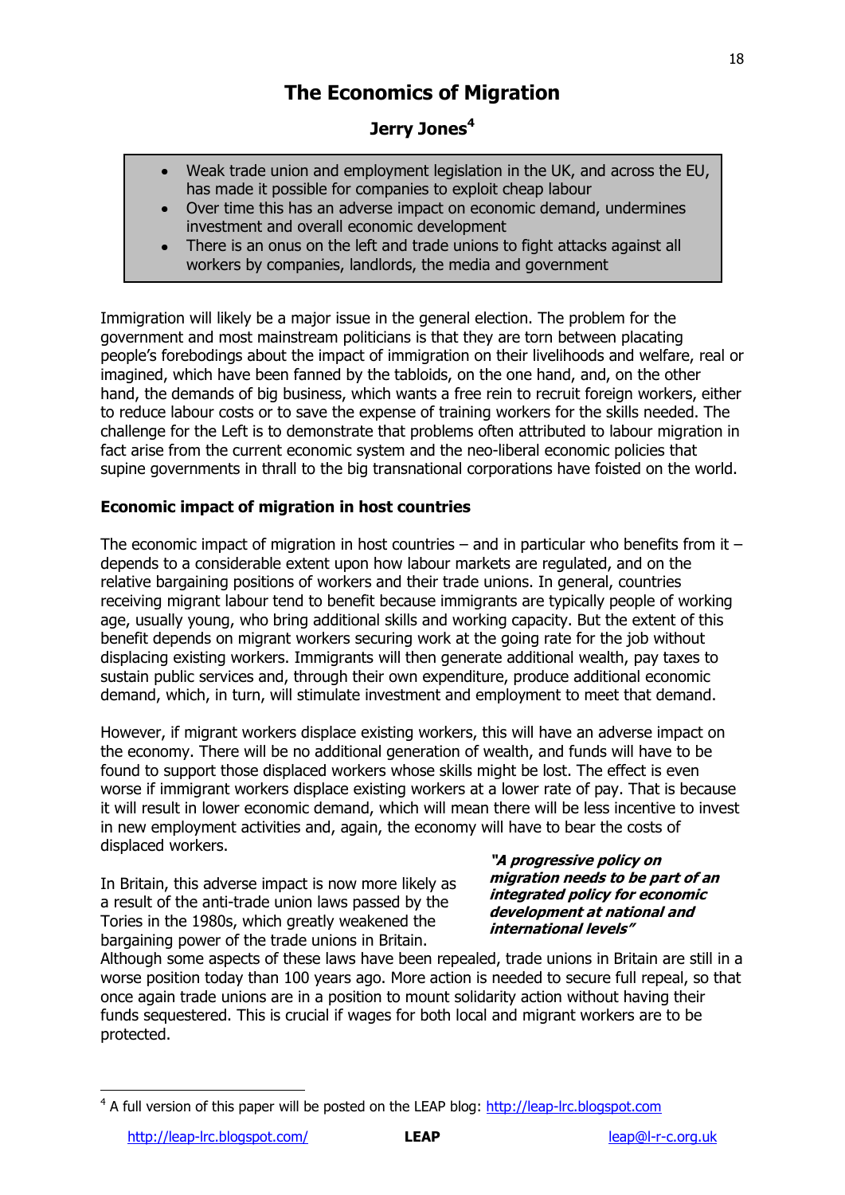# The Economics of Migration

## Jerry Jones[4]

- Weak trade union and employment legislation in the UK, and across the EU, has made it possible for companies to exploit cheap labour
- Over time this has an adverse impact on economic demand, undermines investment and overall economic development
- There is an onus on the left and trade unions to fight attacks against all workers by companies, landlords, the media and government

Immigration will likely be a major issue in the general election. The problem for the government and most mainstream politicians is that they are torn between placating people's forebodings about the impact of immigration on their livelihoods and welfare, real or imagined, which have been fanned by the tabloids, on the one hand, and, on the other hand, the demands of big business, which wants a free rein to recruit foreign workers, either to reduce labour costs or to save the expense of training workers for the skills needed. The challenge for the Left is to demonstrate that problems often attributed to labour migration in fact arise from the current economic system and the neo-liberal economic policies that supine governments in thrall to the big transnational corporations have foisted on the world.

**Economic impact of migration in host countries**

The economic impact of migration in host countries – and in particular who benefits from it – depends to a considerable extent upon how labour markets are regulated, and on the relative bargaining positions of workers and their trade unions. In general, countries receiving migrant labour tend to benefit because immigrants are typically people of working age, usually young, who bring additional skills and working capacity. But the extent of this benefit depends on migrant workers securing work at the going rate for the job without displacing existing workers. Immigrants will then generate additional wealth, pay taxes to sustain public services and, through their own expenditure, produce additional economic demand, which, in turn, will stimulate investment and employment to meet that demand.

However, if migrant workers displace existing workers, this will have an adverse impact on the economy. There will be no additional generation of wealth, and funds will have to be found to support those displaced workers whose skills might be lost. The effect is even worse if immigrant workers displace existing workers at a lower rate of pay. That is because it will result in lower economic demand, which will mean there will be less incentive to invest in new employment activities and, again, the economy will have to bear the costs of displaced workers.

***"A progressive policy on migration needs to be part of an integrated policy for economic development at national and international levels"***

In Britain, this adverse impact is now more likely as a result of the anti-trade union laws passed by the Tories in the 1980s, which greatly weakened the bargaining power of the trade unions in Britain. Although some aspects of these laws have been repealed, trade unions in Britain are still in a worse position today than 100 years ago. More action is needed to secure full repeal, so that once again trade unions are in a position to mount solidarity action without having their funds sequestered. This is crucial if wages for both local and migrant workers are to be protected.

[4] A full version of this paper will be posted on the LEAP blog: http://leap-lrc.blogspot.com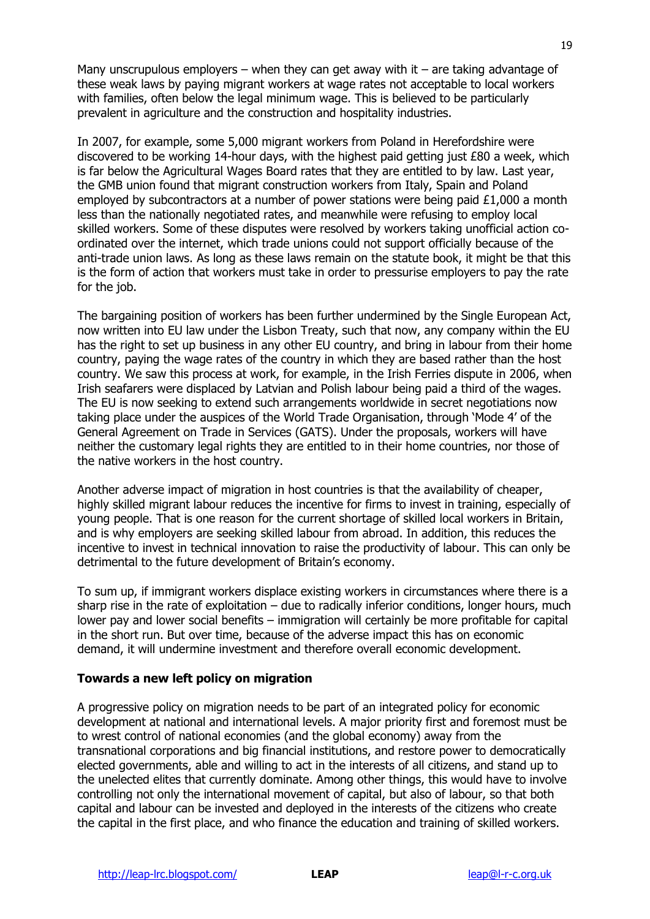Many unscrupulous employers – when they can get away with it – are taking advantage of these weak laws by paying migrant workers at wage rates not acceptable to local workers with families, often below the legal minimum wage. This is believed to be particularly prevalent in agriculture and the construction and hospitality industries.

In 2007, for example, some 5,000 migrant workers from Poland in Herefordshire were discovered to be working 14-hour days, with the highest paid getting just £80 a week, which is far below the Agricultural Wages Board rates that they are entitled to by law. Last year, the GMB union found that migrant construction workers from Italy, Spain and Poland employed by subcontractors at a number of power stations were being paid £1,000 a month less than the nationally negotiated rates, and meanwhile were refusing to employ local skilled workers. Some of these disputes were resolved by workers taking unofficial action co-ordinated over the internet, which trade unions could not support officially because of the anti-trade union laws. As long as these laws remain on the statute book, it might be that this is the form of action that workers must take in order to pressurise employers to pay the rate for the job.

The bargaining position of workers has been further undermined by the Single European Act, now written into EU law under the Lisbon Treaty, such that now, any company within the EU has the right to set up business in any other EU country, and bring in labour from their home country, paying the wage rates of the country in which they are based rather than the host country. We saw this process at work, for example, in the Irish Ferries dispute in 2006, when Irish seafarers were displaced by Latvian and Polish labour being paid a third of the wages. The EU is now seeking to extend such arrangements worldwide in secret negotiations now taking place under the auspices of the World Trade Organisation, through 'Mode 4' of the General Agreement on Trade in Services (GATS). Under the proposals, workers will have neither the customary legal rights they are entitled to in their home countries, nor those of the native workers in the host country.

Another adverse impact of migration in host countries is that the availability of cheaper, highly skilled migrant labour reduces the incentive for firms to invest in training, especially of young people. That is one reason for the current shortage of skilled local workers in Britain, and is why employers are seeking skilled labour from abroad. In addition, this reduces the incentive to invest in technical innovation to raise the productivity of labour. This can only be detrimental to the future development of Britain's economy.

To sum up, if immigrant workers displace existing workers in circumstances where there is a sharp rise in the rate of exploitation – due to radically inferior conditions, longer hours, much lower pay and lower social benefits – immigration will certainly be more profitable for capital in the short run. But over time, because of the adverse impact this has on economic demand, it will undermine investment and therefore overall economic development.

**Towards a new left policy on migration**

A progressive policy on migration needs to be part of an integrated policy for economic development at national and international levels. A major priority first and foremost must be to wrest control of national economies (and the global economy) away from the transnational corporations and big financial institutions, and restore power to democratically elected governments, able and willing to act in the interests of all citizens, and stand up to the unelected elites that currently dominate. Among other things, this would have to involve controlling not only the international movement of capital, but also of labour, so that both capital and labour can be invested and deployed in the interests of the citizens who create the capital in the first place, and who finance the education and training of skilled workers.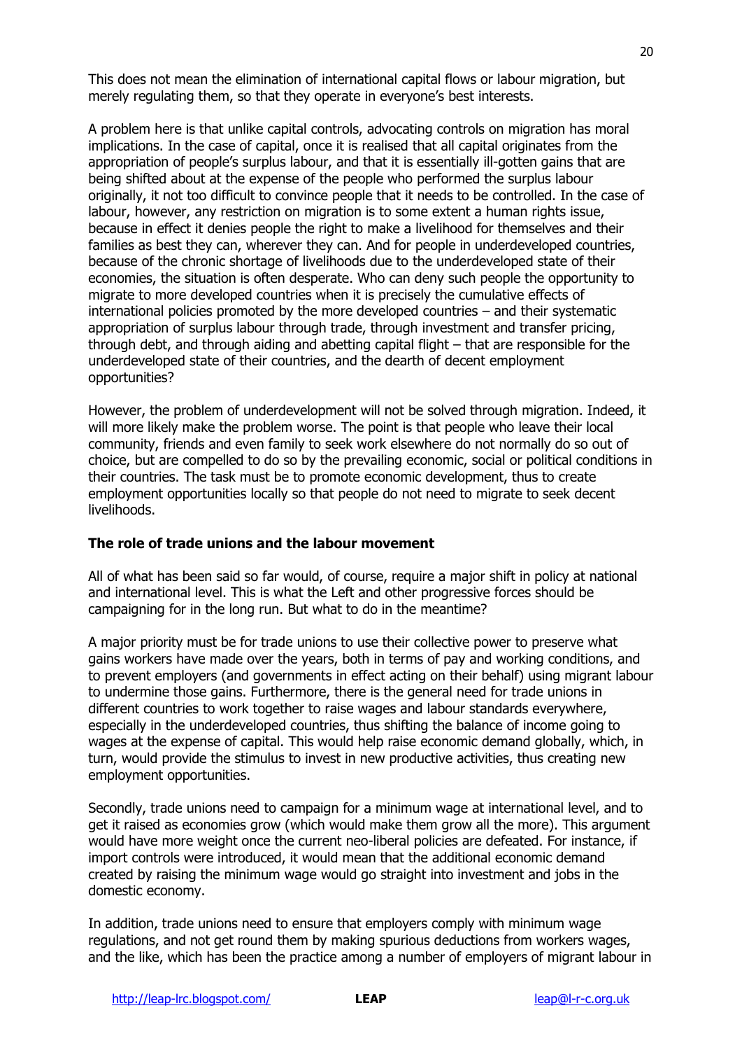This does not mean the elimination of international capital flows or labour migration, but merely regulating them, so that they operate in everyone's best interests.

A problem here is that unlike capital controls, advocating controls on migration has moral implications. In the case of capital, once it is realised that all capital originates from the appropriation of people's surplus labour, and that it is essentially ill-gotten gains that are being shifted about at the expense of the people who performed the surplus labour originally, it not too difficult to convince people that it needs to be controlled. In the case of labour, however, any restriction on migration is to some extent a human rights issue, because in effect it denies people the right to make a livelihood for themselves and their families as best they can, wherever they can. And for people in underdeveloped countries, because of the chronic shortage of livelihoods due to the underdeveloped state of their economies, the situation is often desperate. Who can deny such people the opportunity to migrate to more developed countries when it is precisely the cumulative effects of international policies promoted by the more developed countries – and their systematic appropriation of surplus labour through trade, through investment and transfer pricing, through debt, and through aiding and abetting capital flight – that are responsible for the underdeveloped state of their countries, and the dearth of decent employment opportunities?

However, the problem of underdevelopment will not be solved through migration. Indeed, it will more likely make the problem worse. The point is that people who leave their local community, friends and even family to seek work elsewhere do not normally do so out of choice, but are compelled to do so by the prevailing economic, social or political conditions in their countries. The task must be to promote economic development, thus to create employment opportunities locally so that people do not need to migrate to seek decent livelihoods.

**The role of trade unions and the labour movement**

All of what has been said so far would, of course, require a major shift in policy at national and international level. This is what the Left and other progressive forces should be campaigning for in the long run. But what to do in the meantime?

A major priority must be for trade unions to use their collective power to preserve what gains workers have made over the years, both in terms of pay and working conditions, and to prevent employers (and governments in effect acting on their behalf) using migrant labour to undermine those gains. Furthermore, there is the general need for trade unions in different countries to work together to raise wages and labour standards everywhere, especially in the underdeveloped countries, thus shifting the balance of income going to wages at the expense of capital. This would help raise economic demand globally, which, in turn, would provide the stimulus to invest in new productive activities, thus creating new employment opportunities.

Secondly, trade unions need to campaign for a minimum wage at international level, and to get it raised as economies grow (which would make them grow all the more). This argument would have more weight once the current neo-liberal policies are defeated. For instance, if import controls were introduced, it would mean that the additional economic demand created by raising the minimum wage would go straight into investment and jobs in the domestic economy.

In addition, trade unions need to ensure that employers comply with minimum wage regulations, and not get round them by making spurious deductions from workers wages, and the like, which has been the practice among a number of employers of migrant labour in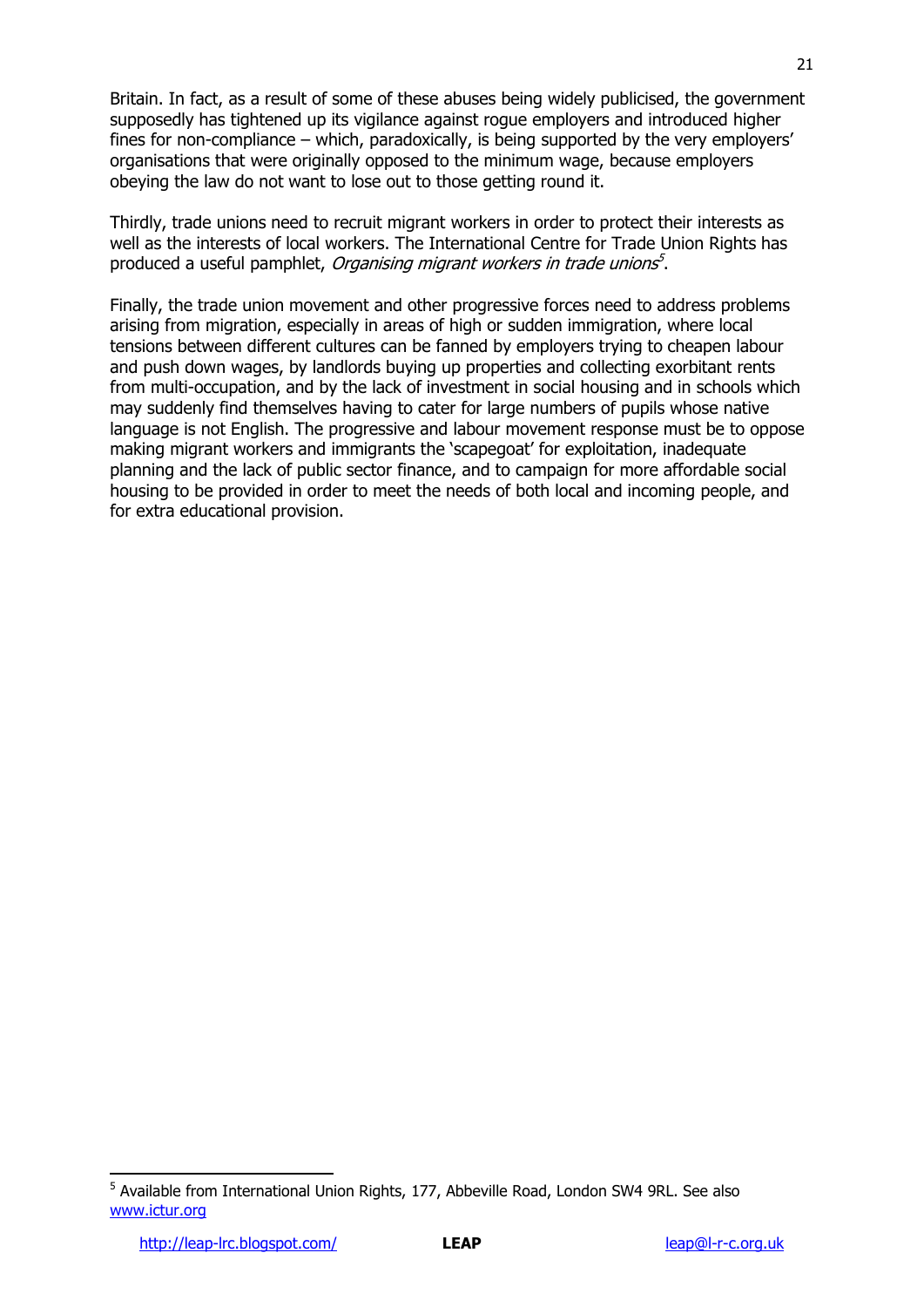Britain. In fact, as a result of some of these abuses being widely publicised, the government supposedly has tightened up its vigilance against rogue employers and introduced higher fines for non-compliance – which, paradoxically, is being supported by the very employers' organisations that were originally opposed to the minimum wage, because employers obeying the law do not want to lose out to those getting round it.

Thirdly, trade unions need to recruit migrant workers in order to protect their interests as well as the interests of local workers. The International Centre for Trade Union Rights has produced a useful pamphlet, *Organising migrant workers in trade unions*[5].

Finally, the trade union movement and other progressive forces need to address problems arising from migration, especially in areas of high or sudden immigration, where local tensions between different cultures can be fanned by employers trying to cheapen labour and push down wages, by landlords buying up properties and collecting exorbitant rents from multi-occupation, and by the lack of investment in social housing and in schools which may suddenly find themselves having to cater for large numbers of pupils whose native language is not English. The progressive and labour movement response must be to oppose making migrant workers and immigrants the 'scapegoat' for exploitation, inadequate planning and the lack of public sector finance, and to campaign for more affordable social housing to be provided in order to meet the needs of both local and incoming people, and for extra educational provision.

---

[5] Available from International Union Rights, 177, Abbeville Road, London SW4 9RL. See also www.ictur.org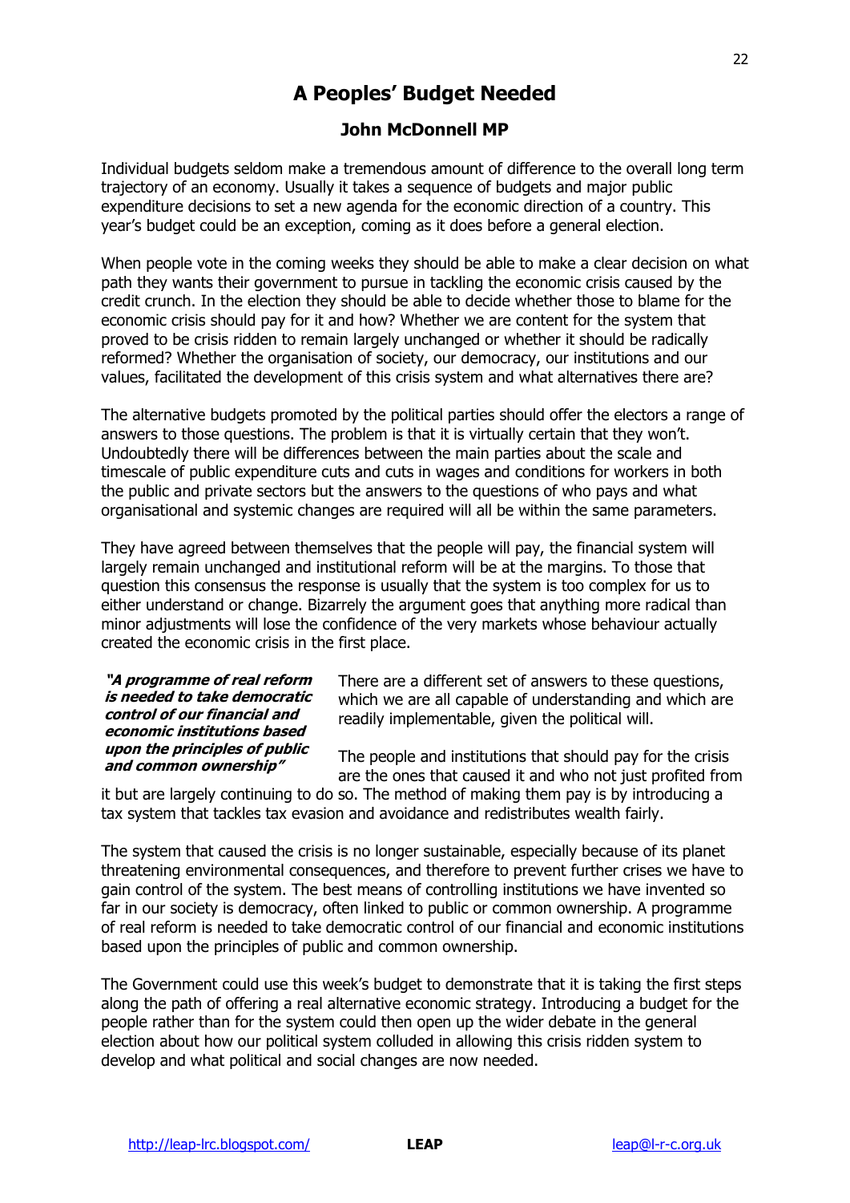# A Peoples' Budget Needed

### John McDonnell MP

Individual budgets seldom make a tremendous amount of difference to the overall long term trajectory of an economy. Usually it takes a sequence of budgets and major public expenditure decisions to set a new agenda for the economic direction of a country. This year's budget could be an exception, coming as it does before a general election.

When people vote in the coming weeks they should be able to make a clear decision on what path they wants their government to pursue in tackling the economic crisis caused by the credit crunch. In the election they should be able to decide whether those to blame for the economic crisis should pay for it and how? Whether we are content for the system that proved to be crisis ridden to remain largely unchanged or whether it should be radically reformed? Whether the organisation of society, our democracy, our institutions and our values, facilitated the development of this crisis system and what alternatives there are?

The alternative budgets promoted by the political parties should offer the electors a range of answers to those questions. The problem is that it is virtually certain that they won't. Undoubtedly there will be differences between the main parties about the scale and timescale of public expenditure cuts and cuts in wages and conditions for workers in both the public and private sectors but the answers to the questions of who pays and what organisational and systemic changes are required will all be within the same parameters.

They have agreed between themselves that the people will pay, the financial system will largely remain unchanged and institutional reform will be at the margins. To those that question this consensus the response is usually that the system is too complex for us to either understand or change. Bizarrely the argument goes that anything more radical than minor adjustments will lose the confidence of the very markets whose behaviour actually created the economic crisis in the first place.

***"A programme of real reform is needed to take democratic control of our financial and economic institutions based upon the principles of public and common ownership"***

There are a different set of answers to these questions, which we are all capable of understanding and which are readily implementable, given the political will.

The people and institutions that should pay for the crisis are the ones that caused it and who not just profited from it but are largely continuing to do so. The method of making them pay is by introducing a tax system that tackles tax evasion and avoidance and redistributes wealth fairly.

The system that caused the crisis is no longer sustainable, especially because of its planet threatening environmental consequences, and therefore to prevent further crises we have to gain control of the system. The best means of controlling institutions we have invented so far in our society is democracy, often linked to public or common ownership. A programme of real reform is needed to take democratic control of our financial and economic institutions based upon the principles of public and common ownership.

The Government could use this week's budget to demonstrate that it is taking the first steps along the path of offering a real alternative economic strategy. Introducing a budget for the people rather than for the system could then open up the wider debate in the general election about how our political system colluded in allowing this crisis ridden system to develop and what political and social changes are now needed.